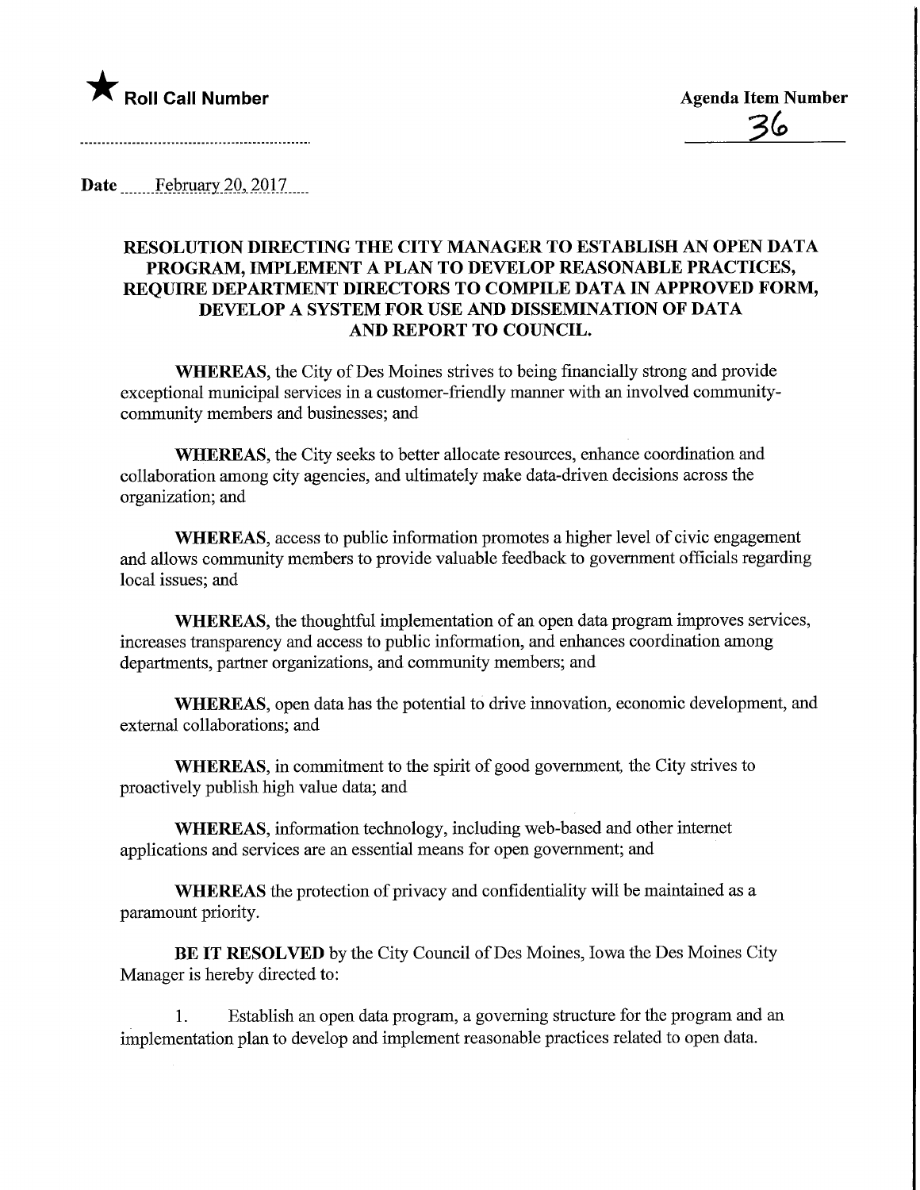★ **Roll Call Number**

**Agenda Item Number**

36

**Date** February 20, 2017

**RESOLUTION DIRECTING THE CITY MANAGER TO ESTABLISH AN OPEN DATA PROGRAM, IMPLEMENT A PLAN TO DEVELOP REASONABLE PRACTICES, REQUIRE DEPARTMENT DIRECTORS TO COMPILE DATA IN APPROVED FORM, DEVELOP A SYSTEM FOR USE AND DISSEMINATION OF DATA AND REPORT TO COUNCIL.**

**WHEREAS**, the City of Des Moines strives to being financially strong and provide exceptional municipal services in a customer-friendly manner with an involved community-community members and businesses; and

**WHEREAS**, the City seeks to better allocate resources, enhance coordination and collaboration among city agencies, and ultimately make data-driven decisions across the organization; and

**WHEREAS**, access to public information promotes a higher level of civic engagement and allows community members to provide valuable feedback to government officials regarding local issues; and

**WHEREAS**, the thoughtful implementation of an open data program improves services, increases transparency and access to public information, and enhances coordination among departments, partner organizations, and community members; and

**WHEREAS**, open data has the potential to drive innovation, economic development, and external collaborations; and

**WHEREAS**, in commitment to the spirit of good government, the City strives to proactively publish high value data; and

**WHEREAS**, information technology, including web-based and other internet applications and services are an essential means for open government; and

**WHEREAS** the protection of privacy and confidentiality will be maintained as a paramount priority.

**BE IT RESOLVED** by the City Council of Des Moines, Iowa the Des Moines City Manager is hereby directed to:

1. Establish an open data program, a governing structure for the program and an implementation plan to develop and implement reasonable practices related to open data.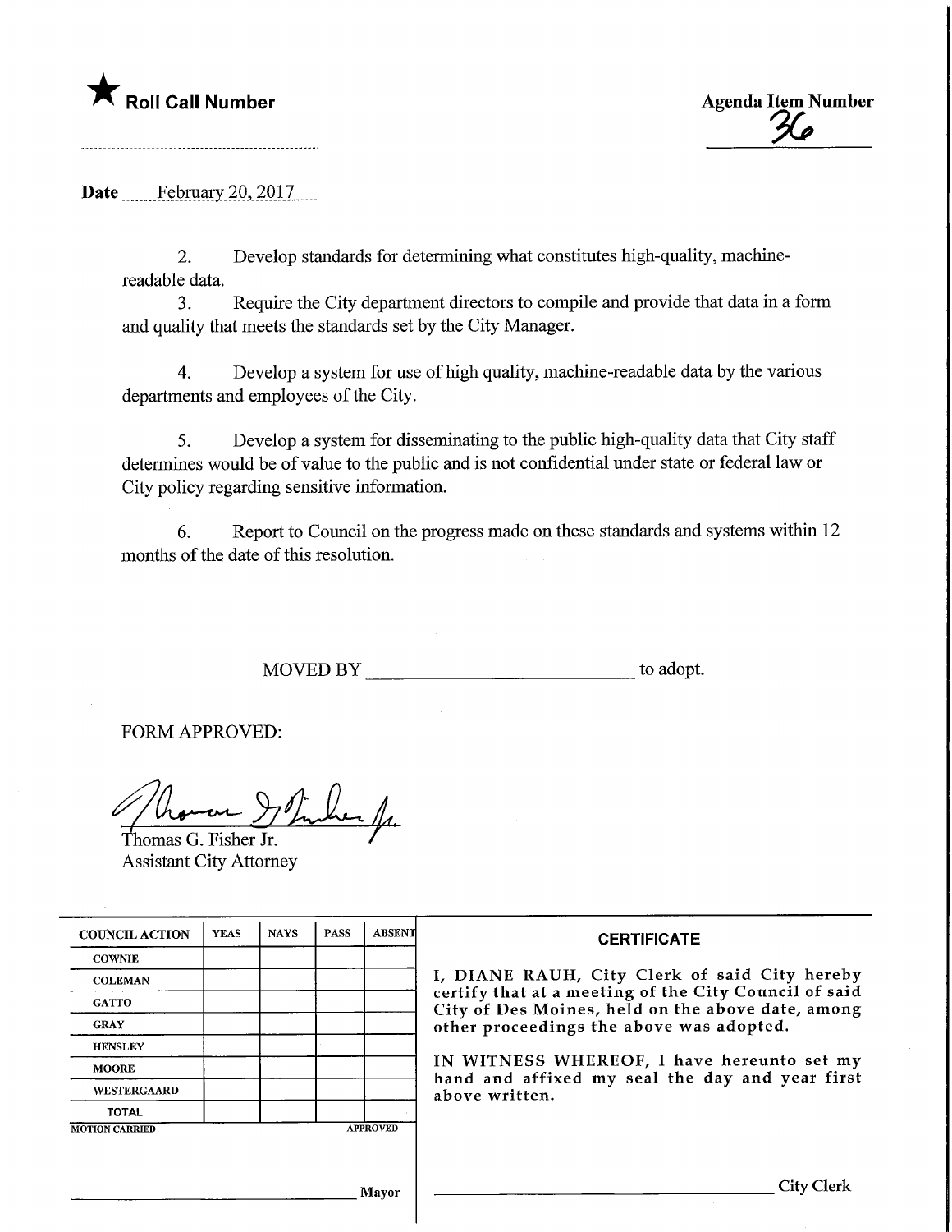★ **Roll Call Number**

**Agenda Item Number**
36

**Date** February 20, 2017

2. Develop standards for determining what constitutes high-quality, machine-readable data.

3. Require the City department directors to compile and provide that data in a form and quality that meets the standards set by the City Manager.

4. Develop a system for use of high quality, machine-readable data by the various departments and employees of the City.

5. Develop a system for disseminating to the public high-quality data that City staff determines would be of value to the public and is not confidential under state or federal law or City policy regarding sensitive information.

6. Report to Council on the progress made on these standards and systems within 12 months of the date of this resolution.

MOVED BY ____________________________ to adopt.

FORM APPROVED:

Thomas G. Fisher Jr.
Assistant City Attorney

| COUNCIL ACTION | YEAS | NAYS | PASS | ABSENT |
|---|---|---|---|---|
| COWNIE | | | | |
| COLEMAN | | | | |
| GATTO | | | | |
| GRAY | | | | |
| HENSLEY | | | | |
| MOORE | | | | |
| WESTERGAARD | | | | |
| TOTAL | | | | |

MOTION CARRIED APPROVED

______________________________ Mayor

**CERTIFICATE**

I, DIANE RAUH, City Clerk of said City hereby certify that at a meeting of the City Council of said City of Des Moines, held on the above date, among other proceedings the above was adopted.

IN WITNESS WHEREOF, I have hereunto set my hand and affixed my seal the day and year first above written.

______________________________ City Clerk